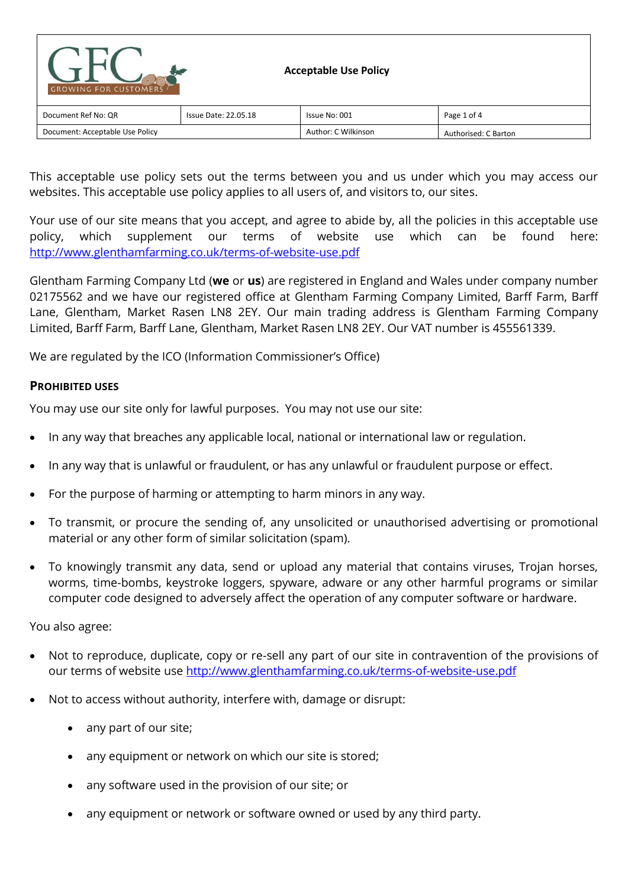| Acceptable Use Policy | | | |
|---|---|---|---|
| Document Ref No: QR | Issue Date: 22.05.18 | Issue No: 001 | Page 1 of 4 |
| Document: Acceptable Use Policy | | Author: C Wilkinson | Authorised: C Barton |

This acceptable use policy sets out the terms between you and us under which you may access our websites. This acceptable use policy applies to all users of, and visitors to, our sites.

Your use of our site means that you accept, and agree to abide by, all the policies in this acceptable use policy, which supplement our terms of website use which can be found here: [http://www.glenthamfarming.co.uk/terms-of-website-use.pdf](http://www.glenthamfarming.co.uk/terms-of-website-use.pdf)

Glentham Farming Company Ltd (**we** or **us**) are registered in England and Wales under company number 02175562 and we have our registered office at Glentham Farming Company Limited, Barff Farm, Barff Lane, Glentham, Market Rasen LN8 2EY. Our main trading address is Glentham Farming Company Limited, Barff Farm, Barff Lane, Glentham, Market Rasen LN8 2EY. Our VAT number is 455561339.

We are regulated by the ICO (Information Commissioner's Office)

## PROHIBITED USES

You may use our site only for lawful purposes. You may not use our site:

- In any way that breaches any applicable local, national or international law or regulation.
- In any way that is unlawful or fraudulent, or has any unlawful or fraudulent purpose or effect.
- For the purpose of harming or attempting to harm minors in any way.
- To transmit, or procure the sending of, any unsolicited or unauthorised advertising or promotional material or any other form of similar solicitation (spam).
- To knowingly transmit any data, send or upload any material that contains viruses, Trojan horses, worms, time-bombs, keystroke loggers, spyware, adware or any other harmful programs or similar computer code designed to adversely affect the operation of any computer software or hardware.

You also agree:

- Not to reproduce, duplicate, copy or re-sell any part of our site in contravention of the provisions of our terms of website use [http://www.glenthamfarming.co.uk/terms-of-website-use.pdf](http://www.glenthamfarming.co.uk/terms-of-website-use.pdf)
- Not to access without authority, interfere with, damage or disrupt:
  - any part of our site;
  - any equipment or network on which our site is stored;
  - any software used in the provision of our site; or
  - any equipment or network or software owned or used by any third party.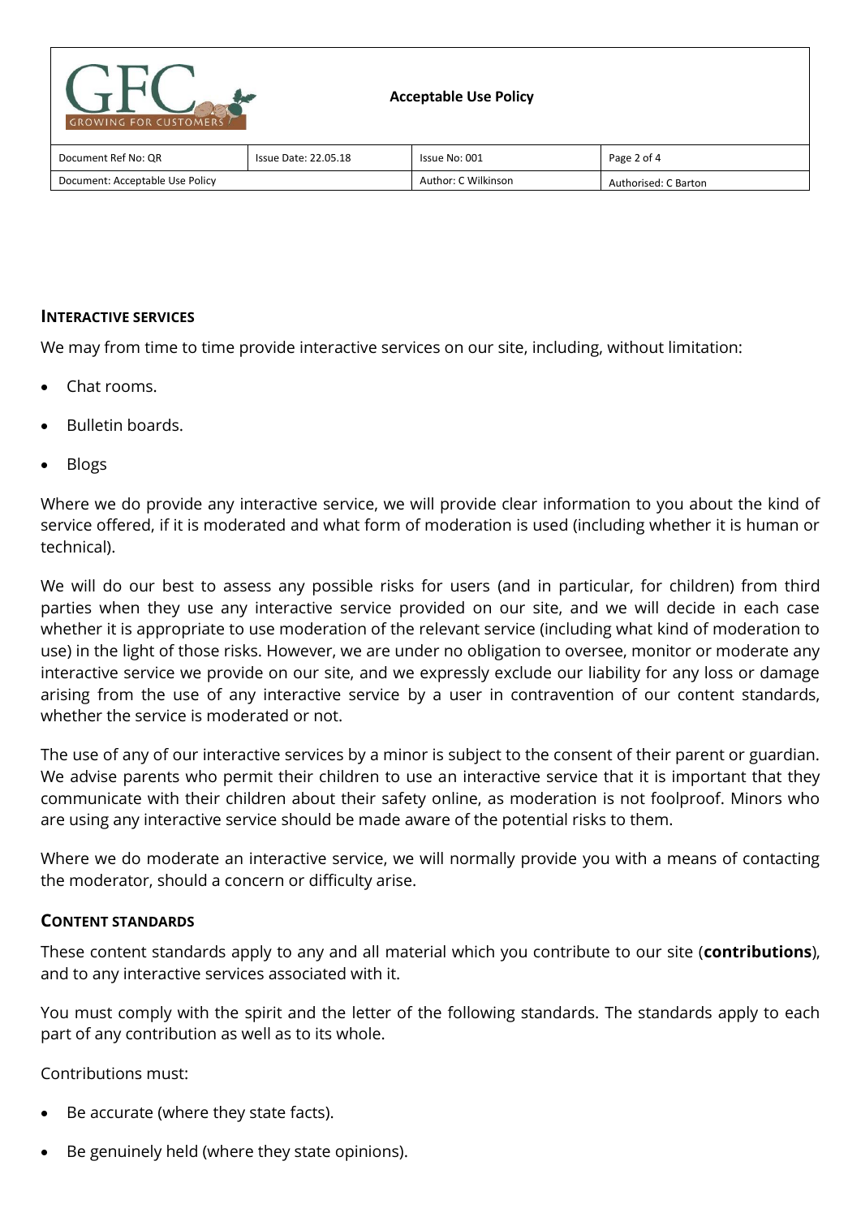## INTERACTIVE SERVICES

We may from time to time provide interactive services on our site, including, without limitation:

- Chat rooms.
- Bulletin boards.
- Blogs

Where we do provide any interactive service, we will provide clear information to you about the kind of service offered, if it is moderated and what form of moderation is used (including whether it is human or technical).

We will do our best to assess any possible risks for users (and in particular, for children) from third parties when they use any interactive service provided on our site, and we will decide in each case whether it is appropriate to use moderation of the relevant service (including what kind of moderation to use) in the light of those risks. However, we are under no obligation to oversee, monitor or moderate any interactive service we provide on our site, and we expressly exclude our liability for any loss or damage arising from the use of any interactive service by a user in contravention of our content standards, whether the service is moderated or not.

The use of any of our interactive services by a minor is subject to the consent of their parent or guardian. We advise parents who permit their children to use an interactive service that it is important that they communicate with their children about their safety online, as moderation is not foolproof. Minors who are using any interactive service should be made aware of the potential risks to them.

Where we do moderate an interactive service, we will normally provide you with a means of contacting the moderator, should a concern or difficulty arise.

## CONTENT STANDARDS

These content standards apply to any and all material which you contribute to our site (**contributions**), and to any interactive services associated with it.

You must comply with the spirit and the letter of the following standards. The standards apply to each part of any contribution as well as to its whole.

Contributions must:

- Be accurate (where they state facts).
- Be genuinely held (where they state opinions).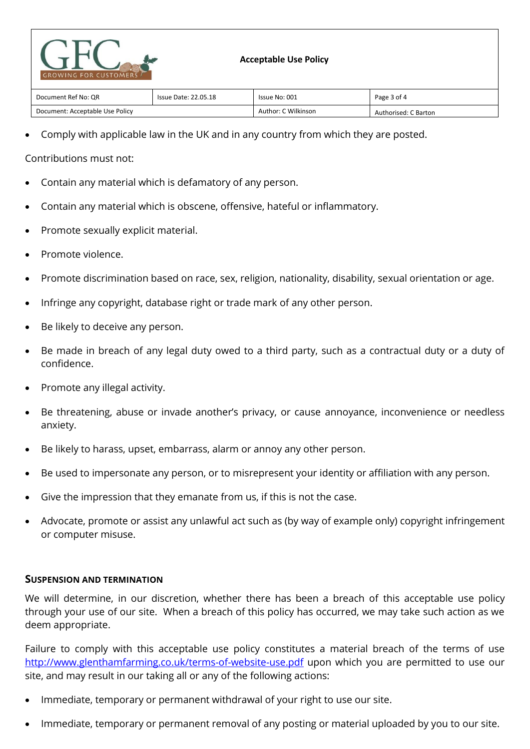- Comply with applicable law in the UK and in any country from which they are posted.

Contributions must not:

- Contain any material which is defamatory of any person.
- Contain any material which is obscene, offensive, hateful or inflammatory.
- Promote sexually explicit material.
- Promote violence.
- Promote discrimination based on race, sex, religion, nationality, disability, sexual orientation or age.
- Infringe any copyright, database right or trade mark of any other person.
- Be likely to deceive any person.
- Be made in breach of any legal duty owed to a third party, such as a contractual duty or a duty of confidence.
- Promote any illegal activity.
- Be threatening, abuse or invade another's privacy, or cause annoyance, inconvenience or needless anxiety.
- Be likely to harass, upset, embarrass, alarm or annoy any other person.
- Be used to impersonate any person, or to misrepresent your identity or affiliation with any person.
- Give the impression that they emanate from us, if this is not the case.
- Advocate, promote or assist any unlawful act such as (by way of example only) copyright infringement or computer misuse.

## Suspension and Termination

We will determine, in our discretion, whether there has been a breach of this acceptable use policy through your use of our site. When a breach of this policy has occurred, we may take such action as we deem appropriate.

Failure to comply with this acceptable use policy constitutes a material breach of the terms of use [http://www.glenthamfarming.co.uk/terms-of-website-use.pdf](http://www.glenthamfarming.co.uk/terms-of-website-use.pdf) upon which you are permitted to use our site, and may result in our taking all or any of the following actions:

- Immediate, temporary or permanent withdrawal of your right to use our site.
- Immediate, temporary or permanent removal of any posting or material uploaded by you to our site.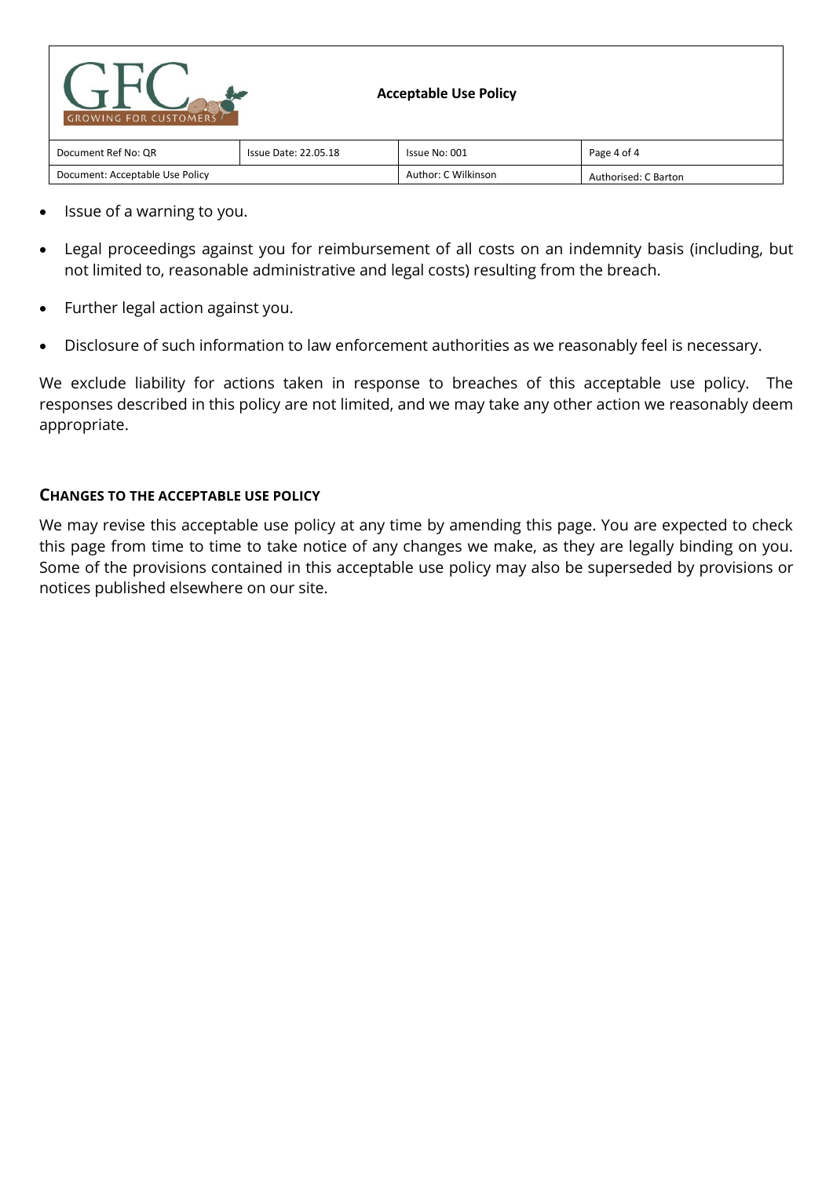- Issue of a warning to you.
- Legal proceedings against you for reimbursement of all costs on an indemnity basis (including, but not limited to, reasonable administrative and legal costs) resulting from the breach.
- Further legal action against you.
- Disclosure of such information to law enforcement authorities as we reasonably feel is necessary.

We exclude liability for actions taken in response to breaches of this acceptable use policy. The responses described in this policy are not limited, and we may take any other action we reasonably deem appropriate.

## CHANGES TO THE ACCEPTABLE USE POLICY

We may revise this acceptable use policy at any time by amending this page. You are expected to check this page from time to time to take notice of any changes we make, as they are legally binding on you. Some of the provisions contained in this acceptable use policy may also be superseded by provisions or notices published elsewhere on our site.